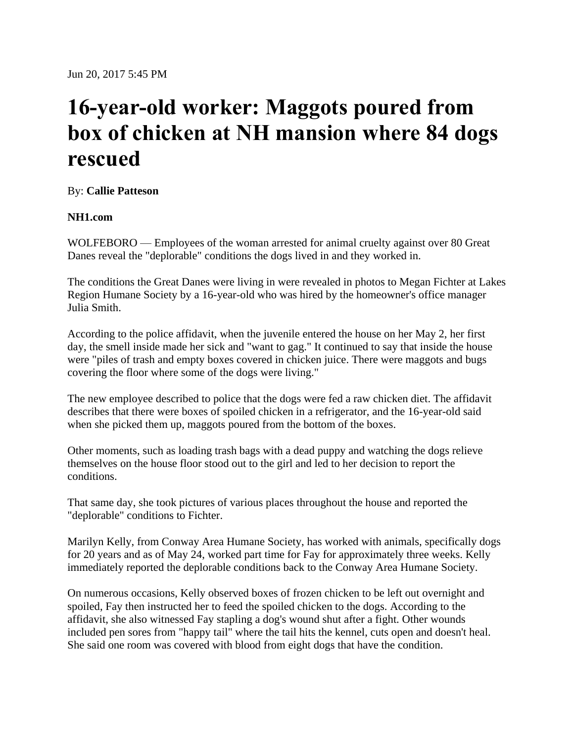Jun 20, 2017 5:45 PM

# 16-year-old worker: Maggots poured from box of chicken at NH mansion where 84 dogs rescued

By: **Callie Patteson**

**NH1.com**

WOLFEBORO — Employees of the woman arrested for animal cruelty against over 80 Great Danes reveal the "deplorable" conditions the dogs lived in and they worked in.

The conditions the Great Danes were living in were revealed in photos to Megan Fichter at Lakes Region Humane Society by a 16-year-old who was hired by the homeowner's office manager Julia Smith.

According to the police affidavit, when the juvenile entered the house on her May 2, her first day, the smell inside made her sick and "want to gag." It continued to say that inside the house were "piles of trash and empty boxes covered in chicken juice. There were maggots and bugs covering the floor where some of the dogs were living."

The new employee described to police that the dogs were fed a raw chicken diet. The affidavit describes that there were boxes of spoiled chicken in a refrigerator, and the 16-year-old said when she picked them up, maggots poured from the bottom of the boxes.

Other moments, such as loading trash bags with a dead puppy and watching the dogs relieve themselves on the house floor stood out to the girl and led to her decision to report the conditions.

That same day, she took pictures of various places throughout the house and reported the "deplorable" conditions to Fichter.

Marilyn Kelly, from Conway Area Humane Society, has worked with animals, specifically dogs for 20 years and as of May 24, worked part time for Fay for approximately three weeks. Kelly immediately reported the deplorable conditions back to the Conway Area Humane Society.

On numerous occasions, Kelly observed boxes of frozen chicken to be left out overnight and spoiled, Fay then instructed her to feed the spoiled chicken to the dogs. According to the affidavit, she also witnessed Fay stapling a dog's wound shut after a fight. Other wounds included pen sores from "happy tail" where the tail hits the kennel, cuts open and doesn't heal. She said one room was covered with blood from eight dogs that have the condition.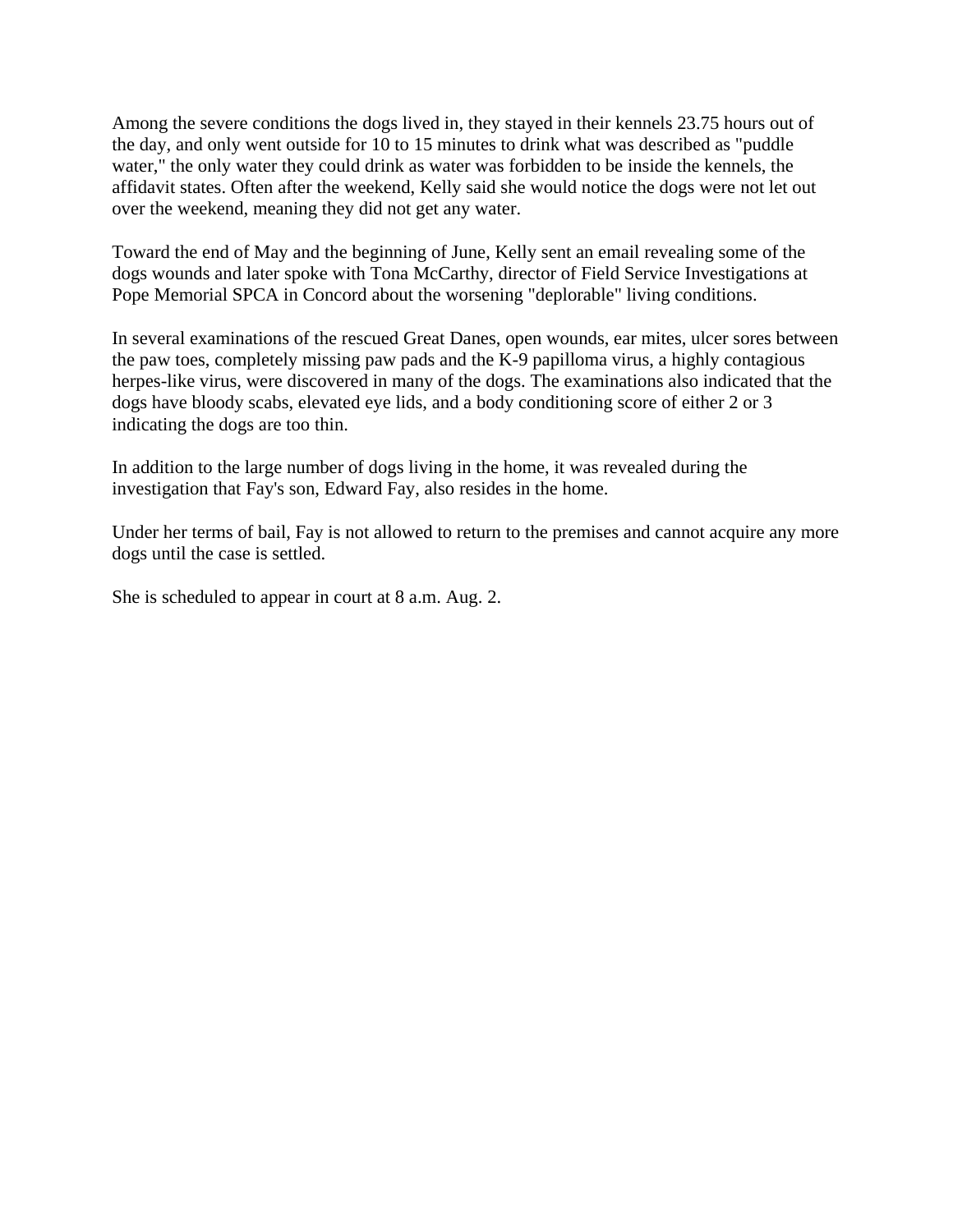Among the severe conditions the dogs lived in, they stayed in their kennels 23.75 hours out of the day, and only went outside for 10 to 15 minutes to drink what was described as "puddle water," the only water they could drink as water was forbidden to be inside the kennels, the affidavit states. Often after the weekend, Kelly said she would notice the dogs were not let out over the weekend, meaning they did not get any water.

Toward the end of May and the beginning of June, Kelly sent an email revealing some of the dogs wounds and later spoke with Tona McCarthy, director of Field Service Investigations at Pope Memorial SPCA in Concord about the worsening "deplorable" living conditions.

In several examinations of the rescued Great Danes, open wounds, ear mites, ulcer sores between the paw toes, completely missing paw pads and the K-9 papilloma virus, a highly contagious herpes-like virus, were discovered in many of the dogs. The examinations also indicated that the dogs have bloody scabs, elevated eye lids, and a body conditioning score of either 2 or 3 indicating the dogs are too thin.

In addition to the large number of dogs living in the home, it was revealed during the investigation that Fay's son, Edward Fay, also resides in the home.

Under her terms of bail, Fay is not allowed to return to the premises and cannot acquire any more dogs until the case is settled.

She is scheduled to appear in court at 8 a.m. Aug. 2.